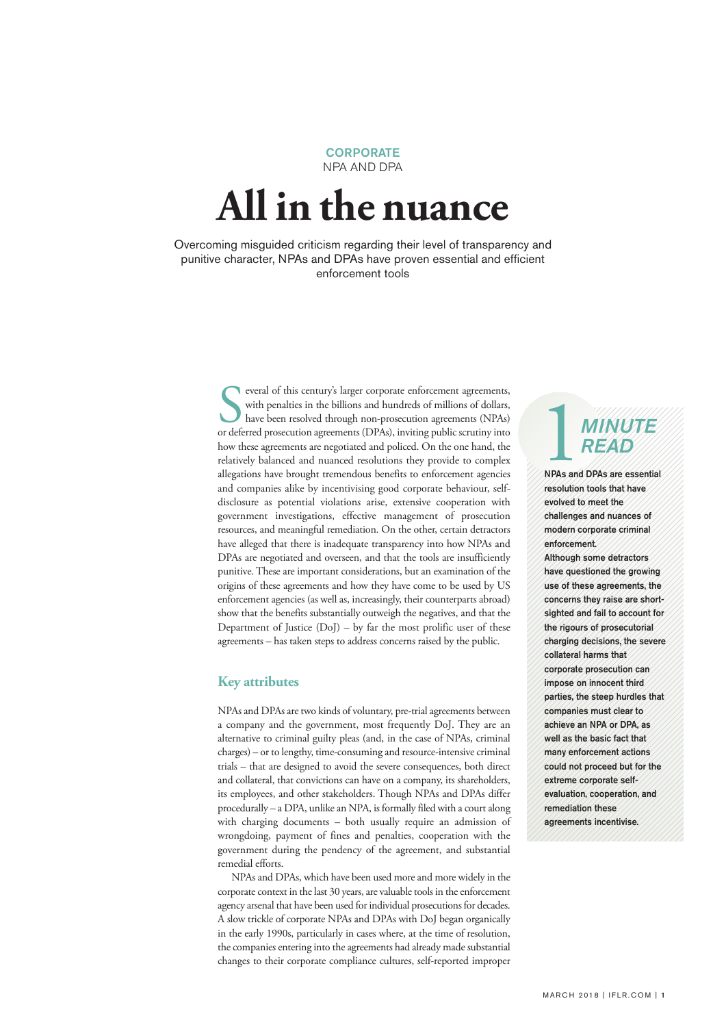CORPORATE

NPA AND DPA

# All in the nuance

Overcoming misguided criticism regarding their level of transparency and punitive character, NPAs and DPAs have proven essential and efficient enforcement tools

Several of this century's larger corporate enforcement agreements, with penalties in the billions and hundreds of millions of dollars, have been resolved through non-prosecution agreements (NPAs) or deferred prosecution agreements (DPAs), inviting public scrutiny into how these agreements are negotiated and policed. On the one hand, the relatively balanced and nuanced resolutions they provide to complex allegations have brought tremendous benefits to enforcement agencies and companies alike by incentivising good corporate behaviour, self-disclosure as potential violations arise, extensive cooperation with government investigations, effective management of prosecution resources, and meaningful remediation. On the other, certain detractors have alleged that there is inadequate transparency into how NPAs and DPAs are negotiated and overseen, and that the tools are insufficiently punitive. These are important considerations, but an examination of the origins of these agreements and how they have come to be used by US enforcement agencies (as well as, increasingly, their counterparts abroad) show that the benefits substantially outweigh the negatives, and that the Department of Justice (DoJ) – by far the most prolific user of these agreements – has taken steps to address concerns raised by the public.

## Key attributes

NPAs and DPAs are two kinds of voluntary, pre-trial agreements between a company and the government, most frequently DoJ. They are an alternative to criminal guilty pleas (and, in the case of NPAs, criminal charges) – or to lengthy, time-consuming and resource-intensive criminal trials – that are designed to avoid the severe consequences, both direct and collateral, that convictions can have on a company, its shareholders, its employees, and other stakeholders. Though NPAs and DPAs differ procedurally – a DPA, unlike an NPA, is formally filed with a court along with charging documents – both usually require an admission of wrongdoing, payment of fines and penalties, cooperation with the government during the pendency of the agreement, and substantial remedial efforts.

NPAs and DPAs, which have been used more and more widely in the corporate context in the last 30 years, are valuable tools in the enforcement agency arsenal that have been used for individual prosecutions for decades. A slow trickle of corporate NPAs and DPAs with DoJ began organically in the early 1990s, particularly in cases where, at the time of resolution, the companies entering into the agreements had already made substantial changes to their corporate compliance cultures, self-reported improper

**1 MINUTE READ**

**NPAs and DPAs are essential resolution tools that have evolved to meet the challenges and nuances of modern corporate criminal enforcement.**

**Although some detractors have questioned the growing use of these agreements, the concerns they raise are short-sighted and fail to account for the rigours of prosecutorial charging decisions, the severe collateral harms that corporate prosecution can impose on innocent third parties, the steep hurdles that companies must clear to achieve an NPA or DPA, as well as the basic fact that many enforcement actions could not proceed but for the extreme corporate self-evaluation, cooperation, and remediation these agreements incentivise.**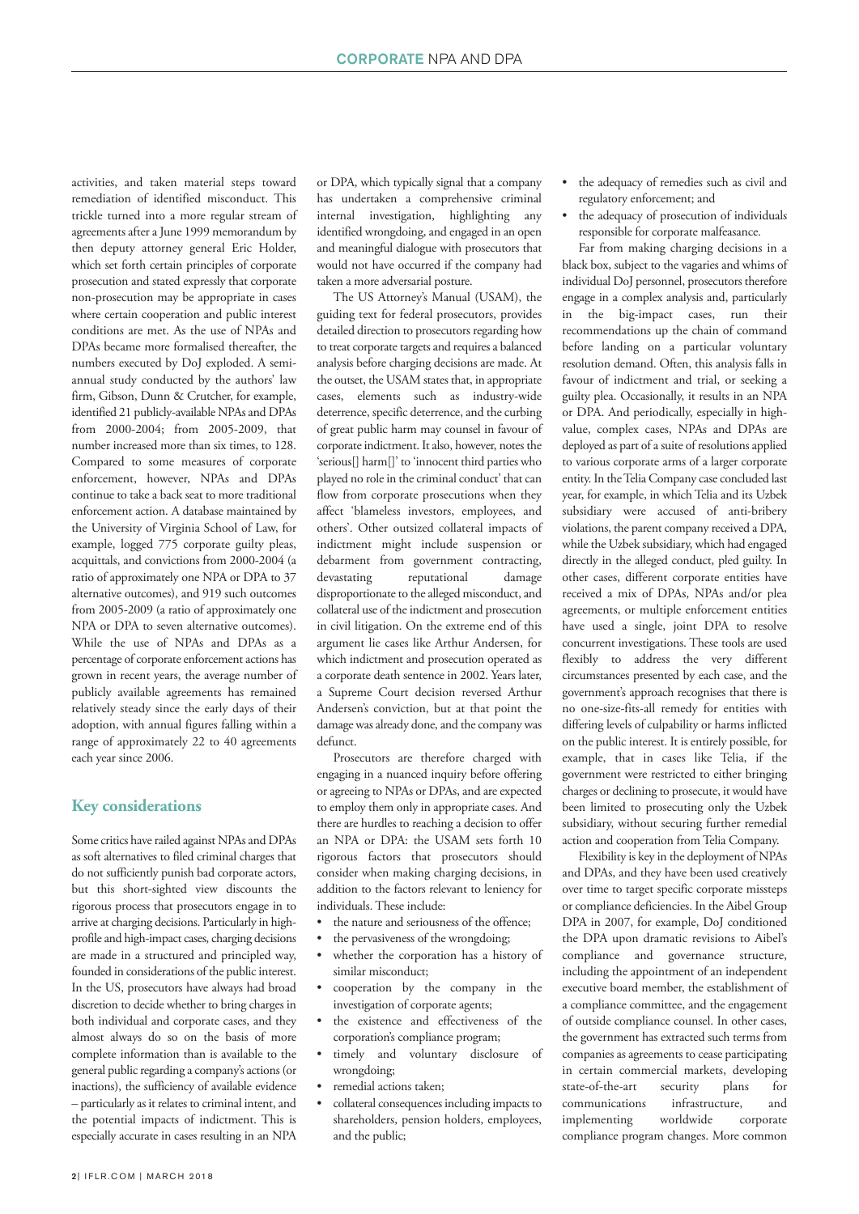activities, and taken material steps toward remediation of identified misconduct. This trickle turned into a more regular stream of agreements after a June 1999 memorandum by then deputy attorney general Eric Holder, which set forth certain principles of corporate prosecution and stated expressly that corporate non-prosecution may be appropriate in cases where certain cooperation and public interest conditions are met. As the use of NPAs and DPAs became more formalised thereafter, the numbers executed by DoJ exploded. A semi-annual study conducted by the authors' law firm, Gibson, Dunn & Crutcher, for example, identified 21 publicly-available NPAs and DPAs from 2000-2004; from 2005-2009, that number increased more than six times, to 128. Compared to some measures of corporate enforcement, however, NPAs and DPAs continue to take a back seat to more traditional enforcement action. A database maintained by the University of Virginia School of Law, for example, logged 775 corporate guilty pleas, acquittals, and convictions from 2000-2004 (a ratio of approximately one NPA or DPA to 37 alternative outcomes), and 919 such outcomes from 2005-2009 (a ratio of approximately one NPA or DPA to seven alternative outcomes). While the use of NPAs and DPAs as a percentage of corporate enforcement actions has grown in recent years, the average number of publicly available agreements has remained relatively steady since the early days of their adoption, with annual figures falling within a range of approximately 22 to 40 agreements each year since 2006.

## Key considerations

Some critics have railed against NPAs and DPAs as soft alternatives to filed criminal charges that do not sufficiently punish bad corporate actors, but this short-sighted view discounts the rigorous process that prosecutors engage in to arrive at charging decisions. Particularly in high-profile and high-impact cases, charging decisions are made in a structured and principled way, founded in considerations of the public interest. In the US, prosecutors have always had broad discretion to decide whether to bring charges in both individual and corporate cases, and they almost always do so on the basis of more complete information than is available to the general public regarding a company's actions (or inactions), the sufficiency of available evidence – particularly as it relates to criminal intent, and the potential impacts of indictment. This is especially accurate in cases resulting in an NPA or DPA, which typically signal that a company has undertaken a comprehensive criminal internal investigation, highlighting any identified wrongdoing, and engaged in an open and meaningful dialogue with prosecutors that would not have occurred if the company had taken a more adversarial posture.

The US Attorney's Manual (USAM), the guiding text for federal prosecutors, provides detailed direction to prosecutors regarding how to treat corporate targets and requires a balanced analysis before charging decisions are made. At the outset, the USAM states that, in appropriate cases, elements such as industry-wide deterrence, specific deterrence, and the curbing of great public harm may counsel in favour of corporate indictment. It also, however, notes the 'serious[] harm[]' to 'innocent third parties who played no role in the criminal conduct' that can flow from corporate prosecutions when they affect 'blameless investors, employees, and others'. Other outsized collateral impacts of indictment might include suspension or debarment from government contracting, devastating reputational damage disproportionate to the alleged misconduct, and collateral use of the indictment and prosecution in civil litigation. On the extreme end of this argument lie cases like Arthur Andersen, for which indictment and prosecution operated as a corporate death sentence in 2002. Years later, a Supreme Court decision reversed Arthur Andersen's conviction, but at that point the damage was already done, and the company was defunct.

Prosecutors are therefore charged with engaging in a nuanced inquiry before offering or agreeing to NPAs or DPAs, and are expected to employ them only in appropriate cases. And there are hurdles to reaching a decision to offer an NPA or DPA: the USAM sets forth 10 rigorous factors that prosecutors should consider when making charging decisions, in addition to the factors relevant to leniency for individuals. These include:

- the nature and seriousness of the offence;
- the pervasiveness of the wrongdoing;
- whether the corporation has a history of similar misconduct;
- cooperation by the company in the investigation of corporate agents;
- the existence and effectiveness of the corporation's compliance program;
- timely and voluntary disclosure of wrongdoing;
- remedial actions taken;
- collateral consequences including impacts to shareholders, pension holders, employees, and the public;
- the adequacy of remedies such as civil and regulatory enforcement; and
- the adequacy of prosecution of individuals responsible for corporate malfeasance.

Far from making charging decisions in a black box, subject to the vagaries and whims of individual DoJ personnel, prosecutors therefore engage in a complex analysis and, particularly in the big-impact cases, run their recommendations up the chain of command before landing on a particular voluntary resolution demand. Often, this analysis falls in favour of indictment and trial, or seeking a guilty plea. Occasionally, it results in an NPA or DPA. And periodically, especially in high-value, complex cases, NPAs and DPAs are deployed as part of a suite of resolutions applied to various corporate arms of a larger corporate entity. In the Telia Company case concluded last year, for example, in which Telia and its Uzbek subsidiary were accused of anti-bribery violations, the parent company received a DPA, while the Uzbek subsidiary, which had engaged directly in the alleged conduct, pled guilty. In other cases, different corporate entities have received a mix of DPAs, NPAs and/or plea agreements, or multiple enforcement entities have used a single, joint DPA to resolve concurrent investigations. These tools are used flexibly to address the very different circumstances presented by each case, and the government's approach recognises that there is no one-size-fits-all remedy for entities with differing levels of culpability or harms inflicted on the public interest. It is entirely possible, for example, that in cases like Telia, if the government were restricted to either bringing charges or declining to prosecute, it would have been limited to prosecuting only the Uzbek subsidiary, without securing further remedial action and cooperation from Telia Company.

Flexibility is key in the deployment of NPAs and DPAs, and they have been used creatively over time to target specific corporate missteps or compliance deficiencies. In the Aibel Group DPA in 2007, for example, DoJ conditioned the DPA upon dramatic revisions to Aibel's compliance and governance structure, including the appointment of an independent executive board member, the establishment of a compliance committee, and the engagement of outside compliance counsel. In other cases, the government has extracted such terms from companies as agreements to cease participating in certain commercial markets, developing state-of-the-art security plans for communications infrastructure, and implementing worldwide corporate compliance program changes. More common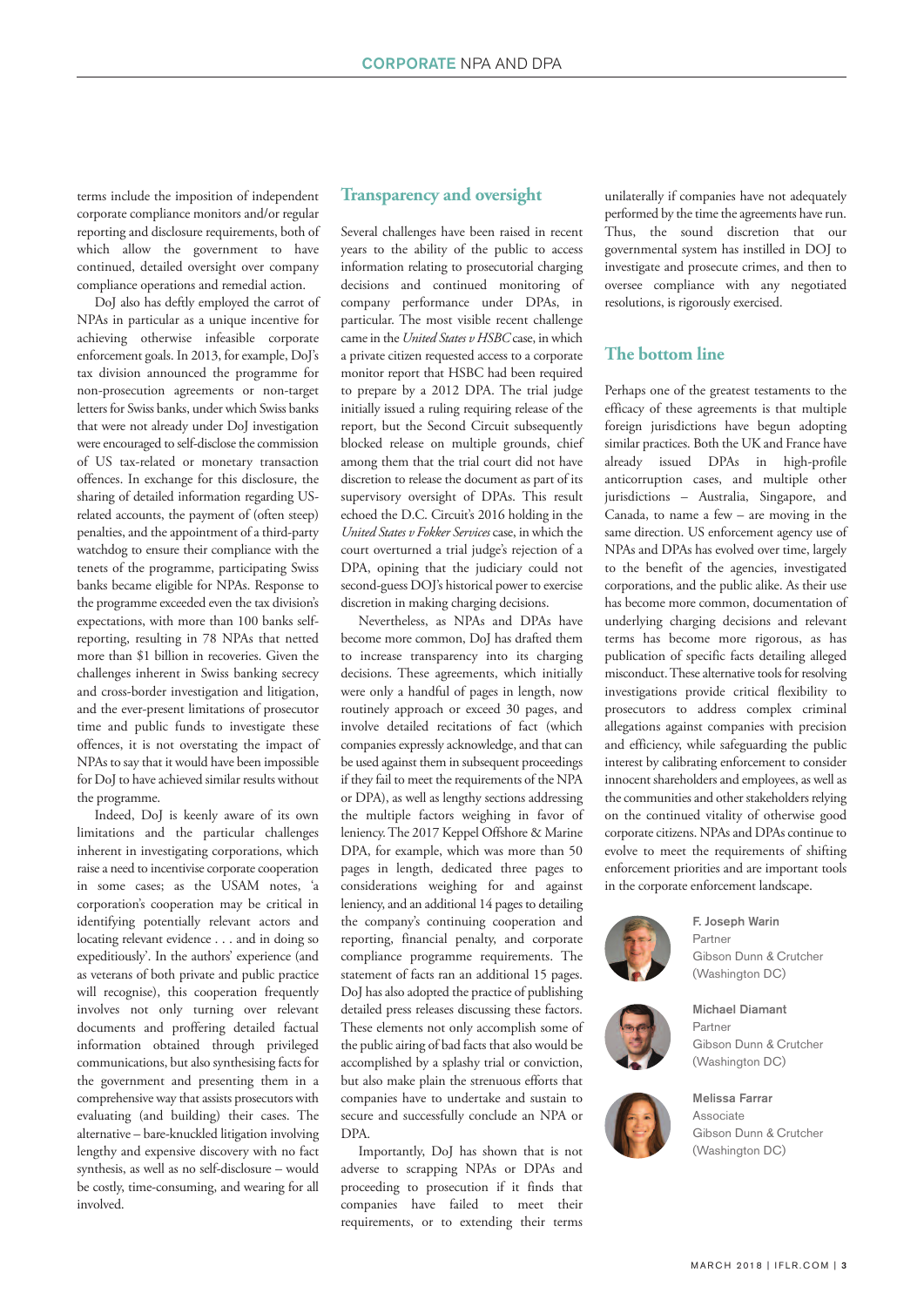terms include the imposition of independent corporate compliance monitors and/or regular reporting and disclosure requirements, both of which allow the government to have continued, detailed oversight over company compliance operations and remedial action.

DoJ also has deftly employed the carrot of NPAs in particular as a unique incentive for achieving otherwise infeasible corporate enforcement goals. In 2013, for example, DoJ's tax division announced the programme for non-prosecution agreements or non-target letters for Swiss banks, under which Swiss banks that were not already under DoJ investigation were encouraged to self-disclose the commission of US tax-related or monetary transaction offences. In exchange for this disclosure, the sharing of detailed information regarding US-related accounts, the payment of (often steep) penalties, and the appointment of a third-party watchdog to ensure their compliance with the tenets of the programme, participating Swiss banks became eligible for NPAs. Response to the programme exceeded even the tax division's expectations, with more than 100 banks self-reporting, resulting in 78 NPAs that netted more than $1 billion in recoveries. Given the challenges inherent in Swiss banking secrecy and cross-border investigation and litigation, and the ever-present limitations of prosecutor time and public funds to investigate these offences, it is not overstating the impact of NPAs to say that it would have been impossible for DoJ to have achieved similar results without the programme.

Indeed, DoJ is keenly aware of its own limitations and the particular challenges inherent in investigating corporations, which raise a need to incentivise corporate cooperation in some cases; as the USAM notes, 'a corporation's cooperation may be critical in identifying potentially relevant actors and locating relevant evidence . . . and in doing so expeditiously'. In the authors' experience (and as veterans of both private and public practice will recognise), this cooperation frequently involves not only turning over relevant documents and proffering detailed factual information obtained through privileged communications, but also synthesising facts for the government and presenting them in a comprehensive way that assists prosecutors with evaluating (and building) their cases. The alternative – bare-knuckled litigation involving lengthy and expensive discovery with no fact synthesis, as well as no self-disclosure – would be costly, time-consuming, and wearing for all involved.

## Transparency and oversight

Several challenges have been raised in recent years to the ability of the public to access information relating to prosecutorial charging decisions and continued monitoring of company performance under DPAs, in particular. The most visible recent challenge came in the *United States v HSBC* case, in which a private citizen requested access to a corporate monitor report that HSBC had been required to prepare by a 2012 DPA. The trial judge initially issued a ruling requiring release of the report, but the Second Circuit subsequently blocked release on multiple grounds, chief among them that the trial court did not have discretion to release the document as part of its supervisory oversight of DPAs. This result echoed the D.C. Circuit's 2016 holding in the *United States v Fokker Services* case, in which the court overturned a trial judge's rejection of a DPA, opining that the judiciary could not second-guess DOJ's historical power to exercise discretion in making charging decisions.

Nevertheless, as NPAs and DPAs have become more common, DoJ has drafted them to increase transparency into its charging decisions. These agreements, which initially were only a handful of pages in length, now routinely approach or exceed 30 pages, and involve detailed recitations of fact (which companies expressly acknowledge, and that can be used against them in subsequent proceedings if they fail to meet the requirements of the NPA or DPA), as well as lengthy sections addressing the multiple factors weighing in favor of leniency. The 2017 Keppel Offshore & Marine DPA, for example, which was more than 50 pages in length, dedicated three pages to considerations weighing for and against leniency, and an additional 14 pages to detailing the company's continuing cooperation and reporting, financial penalty, and corporate compliance programme requirements. The statement of facts ran an additional 15 pages. DoJ has also adopted the practice of publishing detailed press releases discussing these factors. These elements not only accomplish some of the public airing of bad facts that also would be accomplished by a splashy trial or conviction, but also make plain the strenuous efforts that companies have to undertake and sustain to secure and successfully conclude an NPA or DPA.

Importantly, DoJ has shown that is not adverse to scrapping NPAs or DPAs and proceeding to prosecution if it finds that companies have failed to meet their requirements, or to extending their terms unilaterally if companies have not adequately performed by the time the agreements have run. Thus, the sound discretion that our governmental system has instilled in DOJ to investigate and prosecute crimes, and then to oversee compliance with any negotiated resolutions, is rigorously exercised.

## The bottom line

Perhaps one of the greatest testaments to the efficacy of these agreements is that multiple foreign jurisdictions have begun adopting similar practices. Both the UK and France have already issued DPAs in high-profile anticorruption cases, and multiple other jurisdictions – Australia, Singapore, and Canada, to name a few – are moving in the same direction. US enforcement agency use of NPAs and DPAs has evolved over time, largely to the benefit of the agencies, investigated corporations, and the public alike. As their use has become more common, documentation of underlying charging decisions and relevant terms has become more rigorous, as has publication of specific facts detailing alleged misconduct. These alternative tools for resolving investigations provide critical flexibility to prosecutors to address complex criminal allegations against companies with precision and efficiency, while safeguarding the public interest by calibrating enforcement to consider innocent shareholders and employees, as well as the communities and other stakeholders relying on the continued vitality of otherwise good corporate citizens. NPAs and DPAs continue to evolve to meet the requirements of shifting enforcement priorities and are important tools in the corporate enforcement landscape.

**F. Joseph Warin**
Partner
Gibson Dunn & Crutcher
(Washington DC)

**Michael Diamant**
Partner
Gibson Dunn & Crutcher
(Washington DC)

**Melissa Farrar**
Associate
Gibson Dunn & Crutcher
(Washington DC)